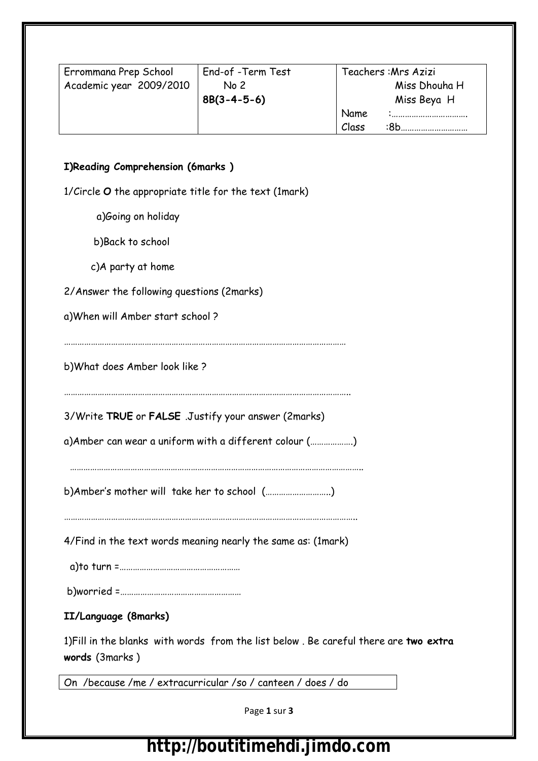| Errommana Prep School<br>Academic year 2009/2010 | End-of -Term Test<br>No 2<br>**8B(3-4-5-6)** | Teachers :Mrs Azizi<br>Miss Dhouha H<br>Miss Beya H<br>Name :…………………………….<br>Class :8b………………………… |
|---|---|---|

**I)Reading Comprehension (6marks )**

1/Circle **O** the appropriate title for the text (1mark)

a)Going on holiday

b)Back to school

c)A party at home

2/Answer the following questions (2marks)

a)When will Amber start school ?

……………………………………………………………………………………………………………

b)What does Amber look like ?

…………………………………………………………………………………………………………….

3/Write **TRUE** or **FALSE** .Justify your answer (2marks)

a)Amber can wear a uniform with a different colour (……………….)

…………………………………………………………………………………………………………….

b)Amber's mother will take her to school (……………………….)

…………………………………………………………………………………………………………….

4/Find in the text words meaning nearly the same as: (1mark)

a)to turn =………………………………………………

b)worried =………………………………………………

**II/Language (8marks)**

1)Fill in the blanks with words from the list below . Be careful there are **two extra words** (3marks )

| On /because /me / extracurricular /so / canteen / does / do |
|---|

http://boutitimehdi.jimdo.com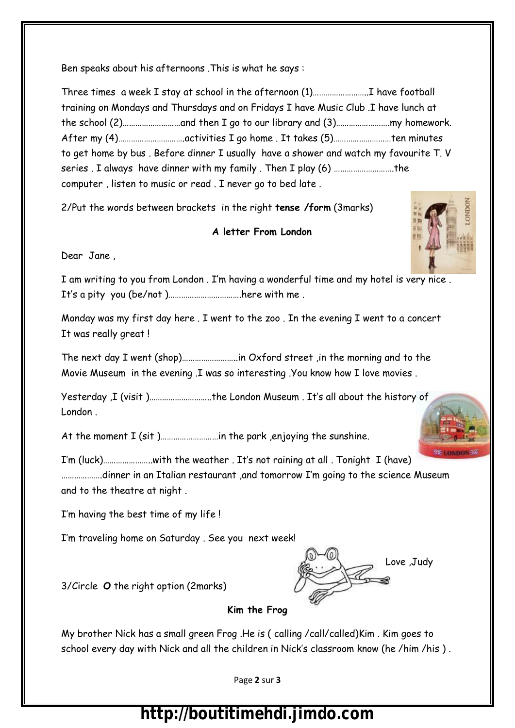Ben speaks about his afternoons .This is what he says :

Three times a week I stay at school in the afternoon (1)……………………..I have football training on Mondays and Thursdays and on Fridays I have Music Club .I have lunch at the school (2)………………………and then I go to our library and (3)…………………….my homework. After my (4)………………………….activities I go home . It takes (5)………………………ten minutes to get home by bus . Before dinner I usually have a shower and watch my favourite T. V series . I always have dinner with my family . Then I play (6) ……………………….the computer , listen to music or read . I never go to bed late .

2/Put the words between brackets in the right **tense /form** (3marks)

**A letter From London**

Dear Jane ,

I am writing to you from London . I'm having a wonderful time and my hotel is very nice . It's a pity you (be/not )…………………………….here with me .

Monday was my first day here . I went to the zoo . In the evening I went to a concert It was really great !

The next day I went (shop)……………………..in Oxford street ,in the morning and to the Movie Museum in the evening .I was so interesting .You know how I love movies .

Yesterday ,I (visit )………………………..the London Museum . It's all about the history of London .

At the moment I (sit )………………………in the park ,enjoying the sunshine.

I'm (luck)…………………..with the weather . It's not raining at all . Tonight I (have) ……………….dinner in an Italian restaurant ,and tomorrow I'm going to the science Museum and to the theatre at night .

I'm having the best time of my life !

I'm traveling home on Saturday . See you next week!

Love ,Judy

3/Circle **O** the right option (2marks)

**Kim the Frog**

My brother Nick has a small green Frog .He is ( calling /call/called)Kim . Kim goes to school every day with Nick and all the children in Nick's classroom know (he /him /his ) .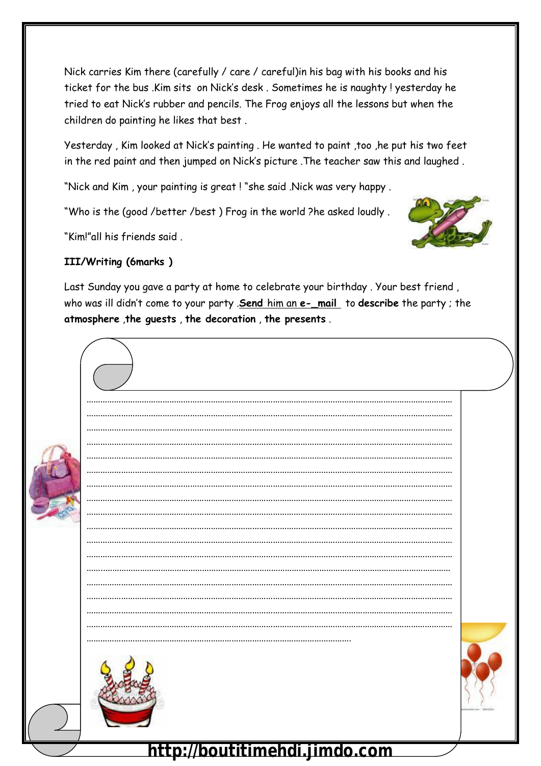Nick carries Kim there (carefully / care / careful)in his bag with his books and his ticket for the bus .Kim sits on Nick's desk . Sometimes he is naughty ! yesterday he tried to eat Nick's rubber and pencils. The Frog enjoys all the lessons but when the children do painting he likes that best .

Yesterday , Kim looked at Nick's painting . He wanted to paint ,too ,he put his two feet in the red paint and then jumped on Nick's picture .The teacher saw this and laughed .

"Nick and Kim , your painting is great ! "she said .Nick was very happy .

"Who is the (good /better /best ) Frog in the world ?he asked loudly .

"Kim!"all his friends said .

**III/Writing (6marks )**

Last Sunday you gave a party at home to celebrate your birthday . Your best friend , who was ill didn't come to your party .**Send** him an **e-_mail** to **describe** the party ; the **atmosphere** ,**the guests** , **the decoration** , **the presents** .

..............................................................................................................................................

..............................................................................................................................................

..............................................................................................................................................

..............................................................................................................................................

..............................................................................................................................................

..............................................................................................................................................

..............................................................................................................................................

..............................................................................................................................................

..............................................................................................................................................

..............................................................................................................................................

..............................................................................................................................................

..............................................................................................................................................

..............................................................................................................................................

..............................................................................................................................................

..............................................................................................................................................

..............................................................................................................................................

..............................................................................................................................................

..................................................................................................

http://boutitimehdi.jimdo.com